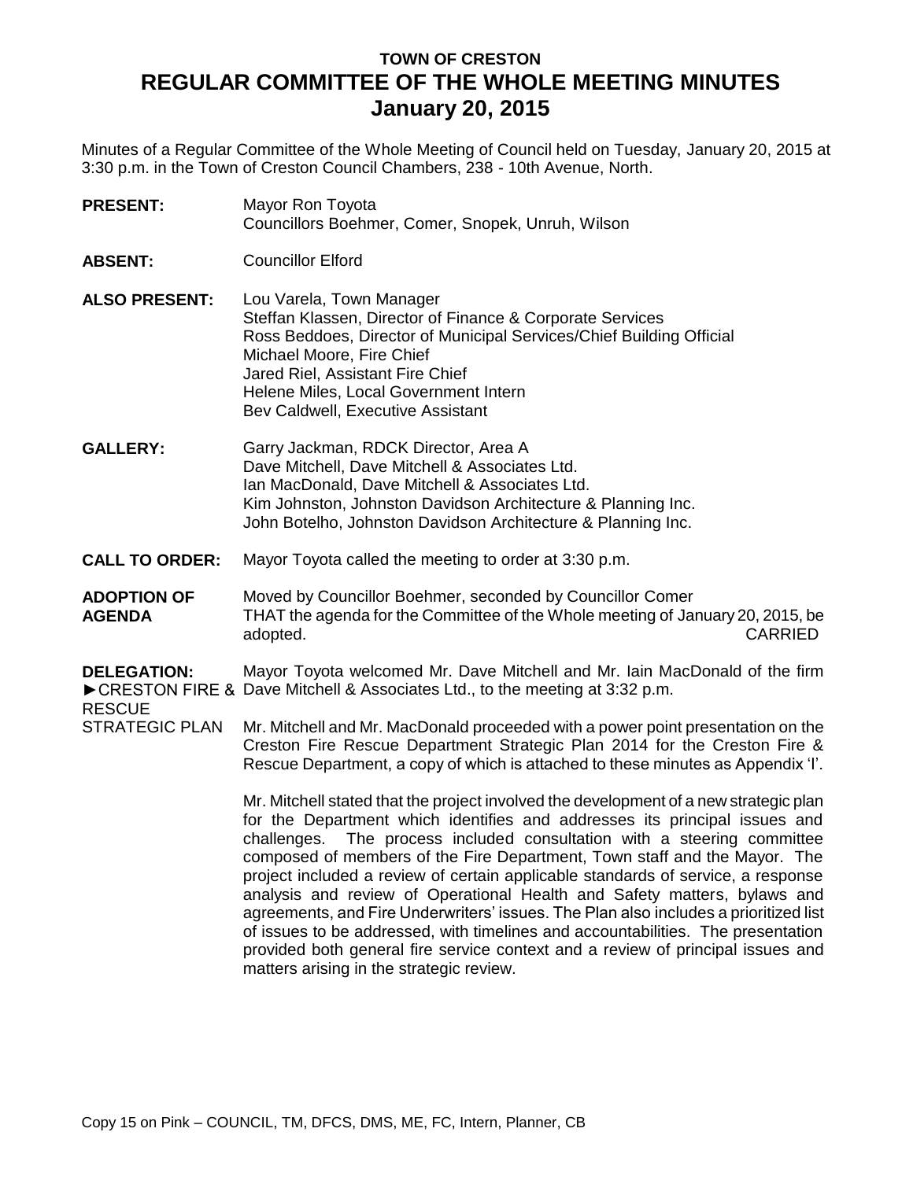# TOWN OF CRESTON
# REGULAR COMMITTEE OF THE WHOLE MEETING MINUTES
## January 20, 2015

Minutes of a Regular Committee of the Whole Meeting of Council held on Tuesday, January 20, 2015 at 3:30 p.m. in the Town of Creston Council Chambers, 238 - 10th Avenue, North.

**PRESENT:** Mayor Ron Toyota
Councillors Boehmer, Comer, Snopek, Unruh, Wilson

**ABSENT:** Councillor Elford

**ALSO PRESENT:** Lou Varela, Town Manager
Steffan Klassen, Director of Finance & Corporate Services
Ross Beddoes, Director of Municipal Services/Chief Building Official
Michael Moore, Fire Chief
Jared Riel, Assistant Fire Chief
Helene Miles, Local Government Intern
Bev Caldwell, Executive Assistant

**GALLERY:** Garry Jackman, RDCK Director, Area A
Dave Mitchell, Dave Mitchell & Associates Ltd.
Ian MacDonald, Dave Mitchell & Associates Ltd.
Kim Johnston, Johnston Davidson Architecture & Planning Inc.
John Botelho, Johnston Davidson Architecture & Planning Inc.

**CALL TO ORDER:** Mayor Toyota called the meeting to order at 3:30 p.m.

**ADOPTION OF AGENDA** Moved by Councillor Boehmer, seconded by Councillor Comer
THAT the agenda for the Committee of the Whole meeting of January 20, 2015, be adopted. CARRIED

**DELEGATION:**
►CRESTON FIRE & RESCUE STRATEGIC PLAN

Mayor Toyota welcomed Mr. Dave Mitchell and Mr. Iain MacDonald of the firm Dave Mitchell & Associates Ltd., to the meeting at 3:32 p.m.

Mr. Mitchell and Mr. MacDonald proceeded with a power point presentation on the Creston Fire Rescue Department Strategic Plan 2014 for the Creston Fire & Rescue Department, a copy of which is attached to these minutes as Appendix 'I'.

Mr. Mitchell stated that the project involved the development of a new strategic plan for the Department which identifies and addresses its principal issues and challenges. The process included consultation with a steering committee composed of members of the Fire Department, Town staff and the Mayor. The project included a review of certain applicable standards of service, a response analysis and review of Operational Health and Safety matters, bylaws and agreements, and Fire Underwriters' issues. The Plan also includes a prioritized list of issues to be addressed, with timelines and accountabilities. The presentation provided both general fire service context and a review of principal issues and matters arising in the strategic review.

Copy 15 on Pink – COUNCIL, TM, DFCS, DMS, ME, FC, Intern, Planner, CB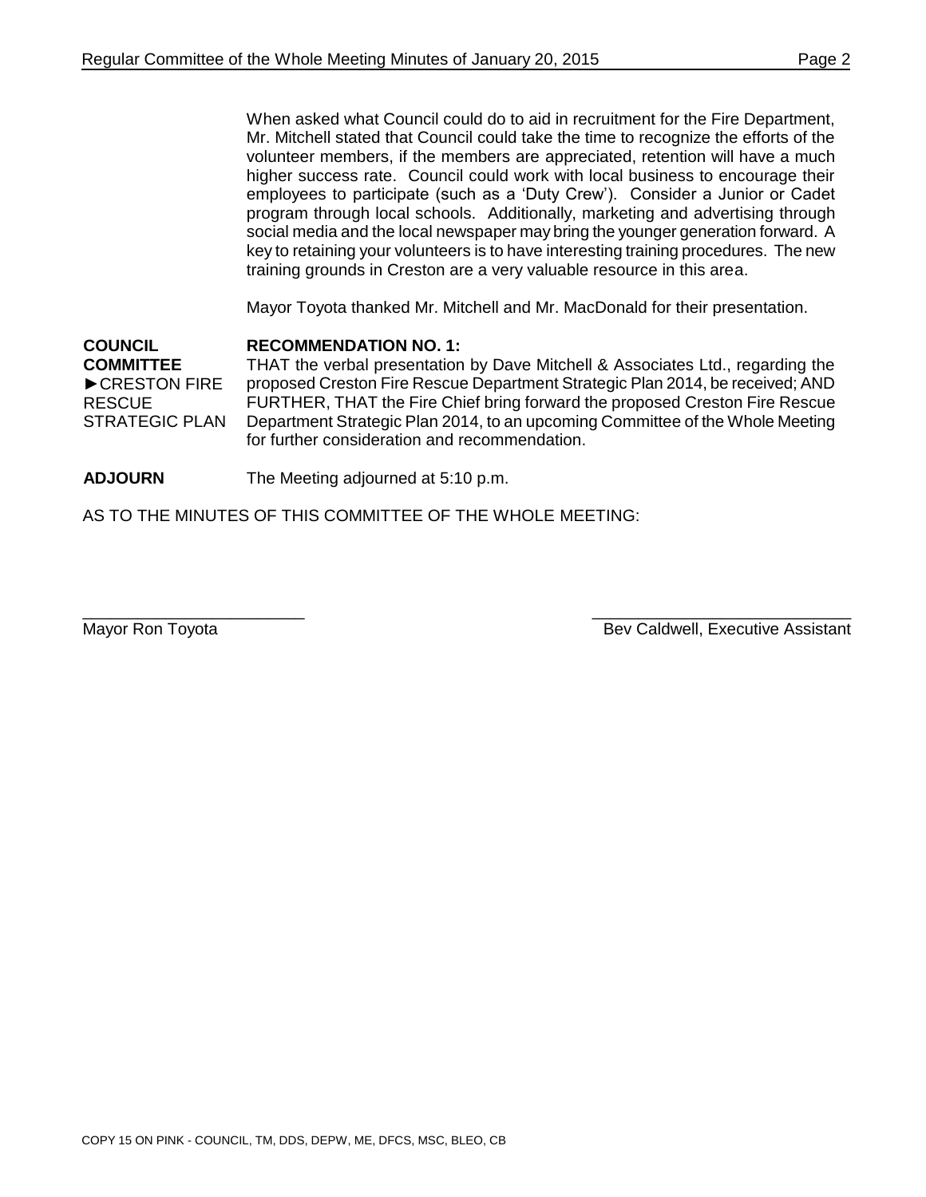When asked what Council could do to aid in recruitment for the Fire Department, Mr. Mitchell stated that Council could take the time to recognize the efforts of the volunteer members, if the members are appreciated, retention will have a much higher success rate. Council could work with local business to encourage their employees to participate (such as a 'Duty Crew'). Consider a Junior or Cadet program through local schools. Additionally, marketing and advertising through social media and the local newspaper may bring the younger generation forward. A key to retaining your volunteers is to have interesting training procedures. The new training grounds in Creston are a very valuable resource in this area.

Mayor Toyota thanked Mr. Mitchell and Mr. MacDonald for their presentation.

**COUNCIL COMMITTEE**
►CRESTON FIRE RESCUE STRATEGIC PLAN

**RECOMMENDATION NO. 1:**
THAT the verbal presentation by Dave Mitchell & Associates Ltd., regarding the proposed Creston Fire Rescue Department Strategic Plan 2014, be received; AND FURTHER, THAT the Fire Chief bring forward the proposed Creston Fire Rescue Department Strategic Plan 2014, to an upcoming Committee of the Whole Meeting for further consideration and recommendation.

**ADJOURN** The Meeting adjourned at 5:10 p.m.

AS TO THE MINUTES OF THIS COMMITTEE OF THE WHOLE MEETING:

\_\_\_\_\_\_\_\_\_\_\_\_\_\_\_\_\_\_\_\_\_\_\_\_
Mayor Ron Toyota

\_\_\_\_\_\_\_\_\_\_\_\_\_\_\_\_\_\_\_\_\_\_\_\_
Bev Caldwell, Executive Assistant

COPY 15 ON PINK - COUNCIL, TM, DDS, DEPW, ME, DFCS, MSC, BLEO, CB